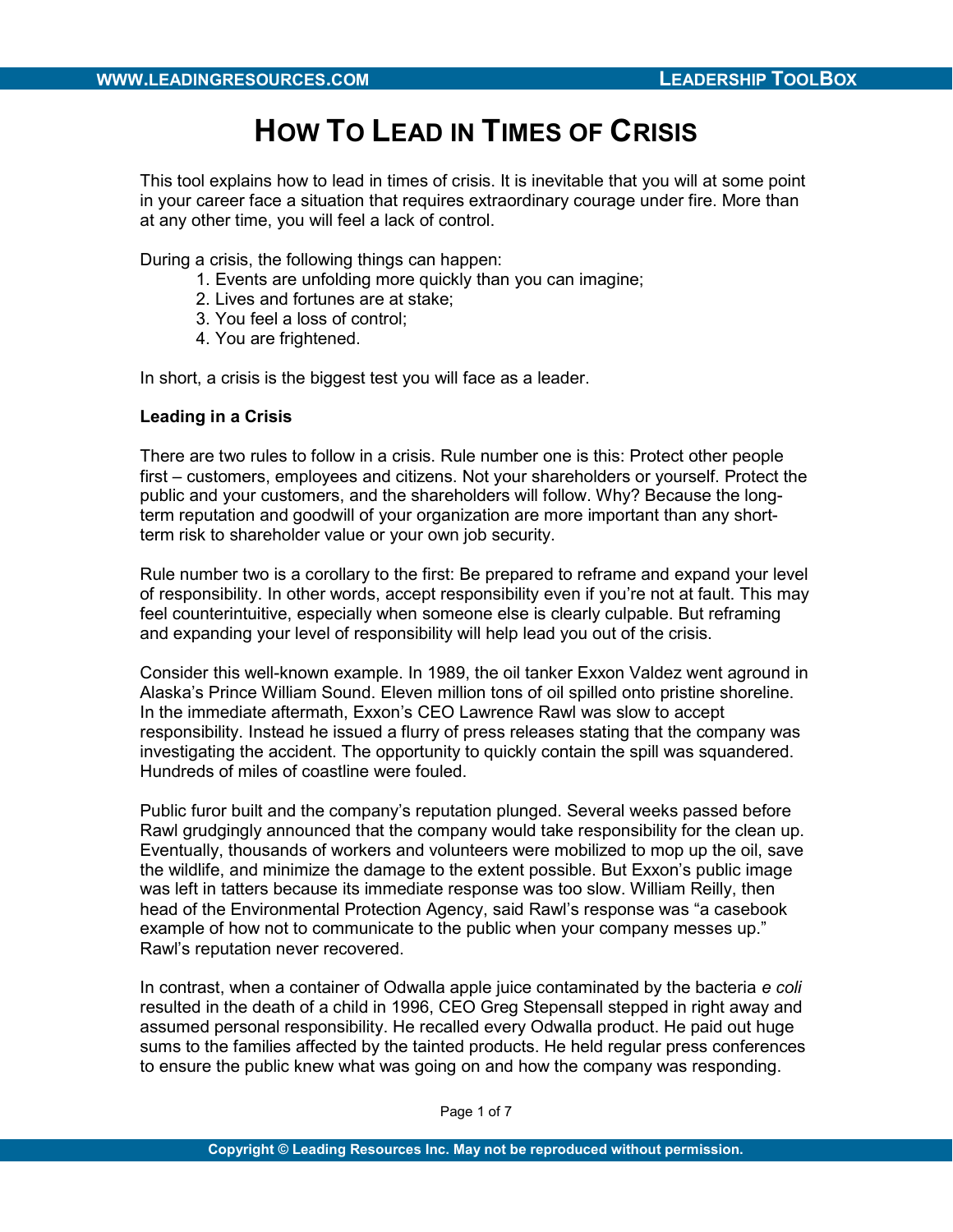# How To Lead in Times of Crisis

This tool explains how to lead in times of crisis. It is inevitable that you will at some point in your career face a situation that requires extraordinary courage under fire. More than at any other time, you will feel a lack of control.

During a crisis, the following things can happen:

1. Events are unfolding more quickly than you can imagine;
2. Lives and fortunes are at stake;
3. You feel a loss of control;
4. You are frightened.

In short, a crisis is the biggest test you will face as a leader.

**Leading in a Crisis**

There are two rules to follow in a crisis. Rule number one is this: Protect other people first – customers, employees and citizens. Not your shareholders or yourself. Protect the public and your customers, and the shareholders will follow. Why? Because the long-term reputation and goodwill of your organization are more important than any short-term risk to shareholder value or your own job security.

Rule number two is a corollary to the first: Be prepared to reframe and expand your level of responsibility. In other words, accept responsibility even if you're not at fault. This may feel counterintuitive, especially when someone else is clearly culpable. But reframing and expanding your level of responsibility will help lead you out of the crisis.

Consider this well-known example. In 1989, the oil tanker Exxon Valdez went aground in Alaska's Prince William Sound. Eleven million tons of oil spilled onto pristine shoreline. In the immediate aftermath, Exxon's CEO Lawrence Rawl was slow to accept responsibility. Instead he issued a flurry of press releases stating that the company was investigating the accident. The opportunity to quickly contain the spill was squandered. Hundreds of miles of coastline were fouled.

Public furor built and the company's reputation plunged. Several weeks passed before Rawl grudgingly announced that the company would take responsibility for the clean up. Eventually, thousands of workers and volunteers were mobilized to mop up the oil, save the wildlife, and minimize the damage to the extent possible. But Exxon's public image was left in tatters because its immediate response was too slow. William Reilly, then head of the Environmental Protection Agency, said Rawl's response was "a casebook example of how not to communicate to the public when your company messes up." Rawl's reputation never recovered.

In contrast, when a container of Odwalla apple juice contaminated by the bacteria *e coli* resulted in the death of a child in 1996, CEO Greg Stepensall stepped in right away and assumed personal responsibility. He recalled every Odwalla product. He paid out huge sums to the families affected by the tainted products. He held regular press conferences to ensure the public knew what was going on and how the company was responding.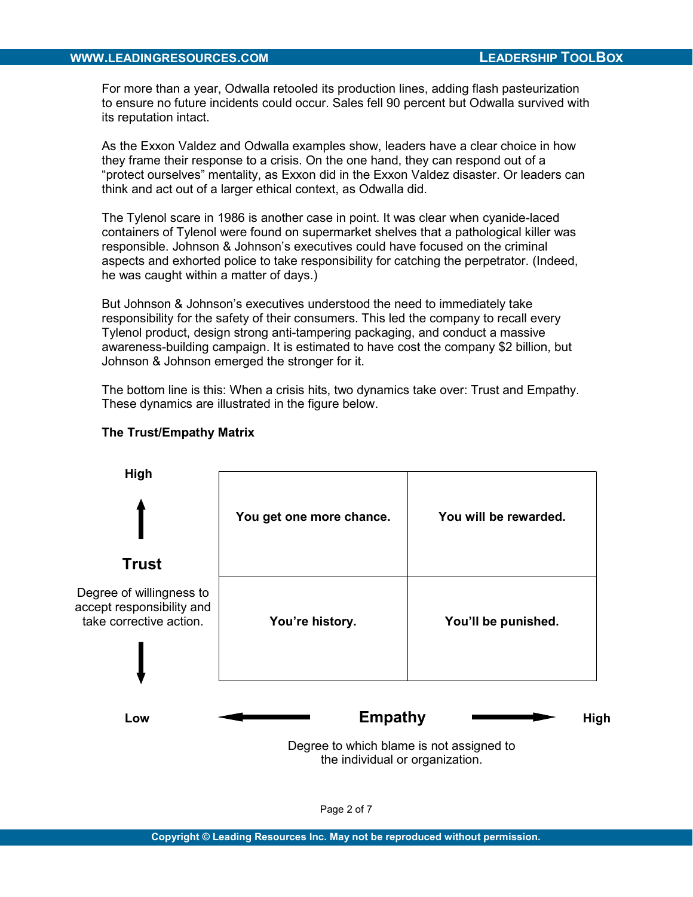For more than a year, Odwalla retooled its production lines, adding flash pasteurization to ensure no future incidents could occur. Sales fell 90 percent but Odwalla survived with its reputation intact.

As the Exxon Valdez and Odwalla examples show, leaders have a clear choice in how they frame their response to a crisis. On the one hand, they can respond out of a "protect ourselves" mentality, as Exxon did in the Exxon Valdez disaster. Or leaders can think and act out of a larger ethical context, as Odwalla did.

The Tylenol scare in 1986 is another case in point. It was clear when cyanide-laced containers of Tylenol were found on supermarket shelves that a pathological killer was responsible. Johnson & Johnson's executives could have focused on the criminal aspects and exhorted police to take responsibility for catching the perpetrator. (Indeed, he was caught within a matter of days.)

But Johnson & Johnson's executives understood the need to immediately take responsibility for the safety of their consumers. This led the company to recall every Tylenol product, design strong anti-tampering packaging, and conduct a massive awareness-building campaign. It is estimated to have cost the company $2 billion, but Johnson & Johnson emerged the stronger for it.

The bottom line is this: When a crisis hits, two dynamics take over: Trust and Empathy. These dynamics are illustrated in the figure below.

**The Trust/Empathy Matrix**

| Trust (Degree of willingness to accept responsibility and take corrective action.) | Low Empathy | High Empathy |
|---|---|---|
| **High** | **You get one more chance.** | **You will be rewarded.** |
| **Low** | **You're history.** | **You'll be punished.** |

**Empathy**: Degree to which blame is not assigned to the individual or organization.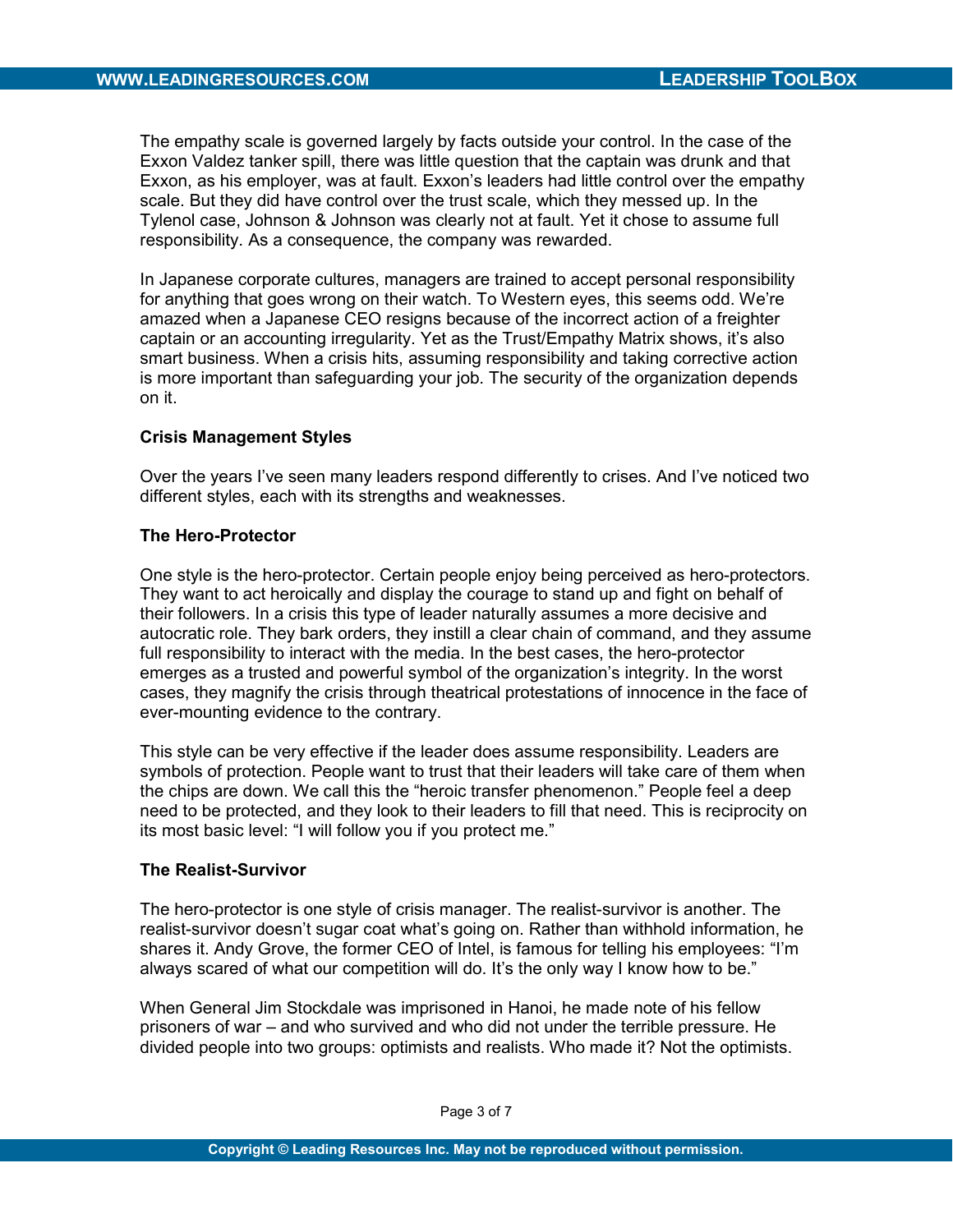The empathy scale is governed largely by facts outside your control. In the case of the Exxon Valdez tanker spill, there was little question that the captain was drunk and that Exxon, as his employer, was at fault. Exxon's leaders had little control over the empathy scale. But they did have control over the trust scale, which they messed up. In the Tylenol case, Johnson & Johnson was clearly not at fault. Yet it chose to assume full responsibility. As a consequence, the company was rewarded.

In Japanese corporate cultures, managers are trained to accept personal responsibility for anything that goes wrong on their watch. To Western eyes, this seems odd. We're amazed when a Japanese CEO resigns because of the incorrect action of a freighter captain or an accounting irregularity. Yet as the Trust/Empathy Matrix shows, it's also smart business. When a crisis hits, assuming responsibility and taking corrective action is more important than safeguarding your job. The security of the organization depends on it.

**Crisis Management Styles**

Over the years I've seen many leaders respond differently to crises. And I've noticed two different styles, each with its strengths and weaknesses.

**The Hero-Protector**

One style is the hero-protector. Certain people enjoy being perceived as hero-protectors. They want to act heroically and display the courage to stand up and fight on behalf of their followers. In a crisis this type of leader naturally assumes a more decisive and autocratic role. They bark orders, they instill a clear chain of command, and they assume full responsibility to interact with the media. In the best cases, the hero-protector emerges as a trusted and powerful symbol of the organization's integrity. In the worst cases, they magnify the crisis through theatrical protestations of innocence in the face of ever-mounting evidence to the contrary.

This style can be very effective if the leader does assume responsibility. Leaders are symbols of protection. People want to trust that their leaders will take care of them when the chips are down. We call this the "heroic transfer phenomenon." People feel a deep need to be protected, and they look to their leaders to fill that need. This is reciprocity on its most basic level: "I will follow you if you protect me."

**The Realist-Survivor**

The hero-protector is one style of crisis manager. The realist-survivor is another. The realist-survivor doesn't sugar coat what's going on. Rather than withhold information, he shares it. Andy Grove, the former CEO of Intel, is famous for telling his employees: "I'm always scared of what our competition will do. It's the only way I know how to be."

When General Jim Stockdale was imprisoned in Hanoi, he made note of his fellow prisoners of war – and who survived and who did not under the terrible pressure. He divided people into two groups: optimists and realists. Who made it? Not the optimists.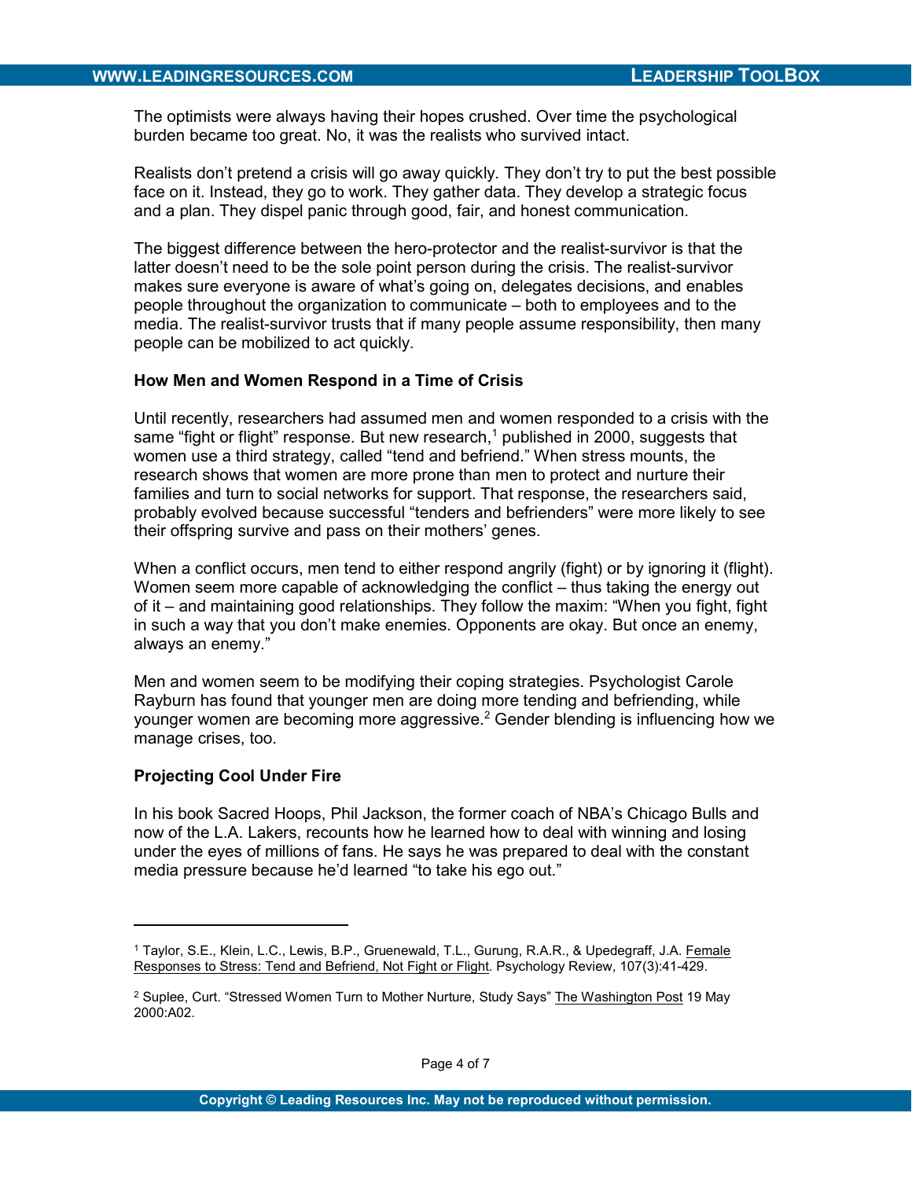The optimists were always having their hopes crushed. Over time the psychological burden became too great. No, it was the realists who survived intact.

Realists don't pretend a crisis will go away quickly. They don't try to put the best possible face on it. Instead, they go to work. They gather data. They develop a strategic focus and a plan. They dispel panic through good, fair, and honest communication.

The biggest difference between the hero-protector and the realist-survivor is that the latter doesn't need to be the sole point person during the crisis. The realist-survivor makes sure everyone is aware of what's going on, delegates decisions, and enables people throughout the organization to communicate – both to employees and to the media. The realist-survivor trusts that if many people assume responsibility, then many people can be mobilized to act quickly.

**How Men and Women Respond in a Time of Crisis**

Until recently, researchers had assumed men and women responded to a crisis with the same "fight or flight" response. But new research,[1] published in 2000, suggests that women use a third strategy, called "tend and befriend." When stress mounts, the research shows that women are more prone than men to protect and nurture their families and turn to social networks for support. That response, the researchers said, probably evolved because successful "tenders and befrienders" were more likely to see their offspring survive and pass on their mothers' genes.

When a conflict occurs, men tend to either respond angrily (fight) or by ignoring it (flight). Women seem more capable of acknowledging the conflict – thus taking the energy out of it – and maintaining good relationships. They follow the maxim: "When you fight, fight in such a way that you don't make enemies. Opponents are okay. But once an enemy, always an enemy."

Men and women seem to be modifying their coping strategies. Psychologist Carole Rayburn has found that younger men are doing more tending and befriending, while younger women are becoming more aggressive.[2] Gender blending is influencing how we manage crises, too.

**Projecting Cool Under Fire**

In his book Sacred Hoops, Phil Jackson, the former coach of NBA's Chicago Bulls and now of the L.A. Lakers, recounts how he learned how to deal with winning and losing under the eyes of millions of fans. He says he was prepared to deal with the constant media pressure because he'd learned "to take his ego out."

---

[1] Taylor, S.E., Klein, L.C., Lewis, B.P., Gruenewald, T.L., Gurung, R.A.R., & Upedegraff, J.A. Female Responses to Stress: Tend and Befriend, Not Fight or Flight. Psychology Review, 107(3):41-429.

[2] Suplee, Curt. "Stressed Women Turn to Mother Nurture, Study Says" The Washington Post 19 May 2000:A02.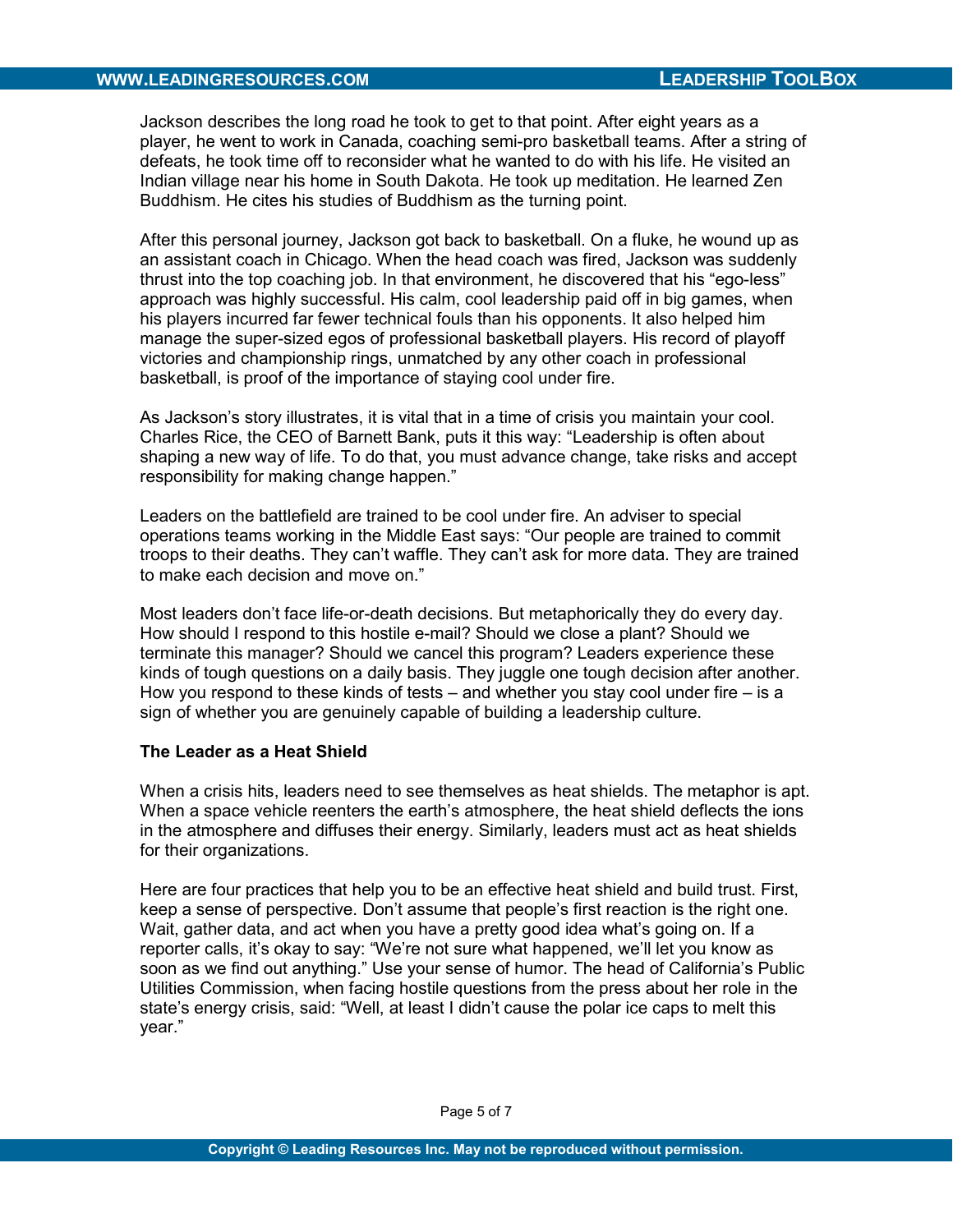Jackson describes the long road he took to get to that point. After eight years as a player, he went to work in Canada, coaching semi-pro basketball teams. After a string of defeats, he took time off to reconsider what he wanted to do with his life. He visited an Indian village near his home in South Dakota. He took up meditation. He learned Zen Buddhism. He cites his studies of Buddhism as the turning point.

After this personal journey, Jackson got back to basketball. On a fluke, he wound up as an assistant coach in Chicago. When the head coach was fired, Jackson was suddenly thrust into the top coaching job. In that environment, he discovered that his "ego-less" approach was highly successful. His calm, cool leadership paid off in big games, when his players incurred far fewer technical fouls than his opponents. It also helped him manage the super-sized egos of professional basketball players. His record of playoff victories and championship rings, unmatched by any other coach in professional basketball, is proof of the importance of staying cool under fire.

As Jackson's story illustrates, it is vital that in a time of crisis you maintain your cool. Charles Rice, the CEO of Barnett Bank, puts it this way: "Leadership is often about shaping a new way of life. To do that, you must advance change, take risks and accept responsibility for making change happen."

Leaders on the battlefield are trained to be cool under fire. An adviser to special operations teams working in the Middle East says: "Our people are trained to commit troops to their deaths. They can't waffle. They can't ask for more data. They are trained to make each decision and move on."

Most leaders don't face life-or-death decisions. But metaphorically they do every day. How should I respond to this hostile e-mail? Should we close a plant? Should we terminate this manager? Should we cancel this program? Leaders experience these kinds of tough questions on a daily basis. They juggle one tough decision after another. How you respond to these kinds of tests – and whether you stay cool under fire – is a sign of whether you are genuinely capable of building a leadership culture.

**The Leader as a Heat Shield**

When a crisis hits, leaders need to see themselves as heat shields. The metaphor is apt. When a space vehicle reenters the earth's atmosphere, the heat shield deflects the ions in the atmosphere and diffuses their energy. Similarly, leaders must act as heat shields for their organizations.

Here are four practices that help you to be an effective heat shield and build trust. First, keep a sense of perspective. Don't assume that people's first reaction is the right one. Wait, gather data, and act when you have a pretty good idea what's going on. If a reporter calls, it's okay to say: "We're not sure what happened, we'll let you know as soon as we find out anything." Use your sense of humor. The head of California's Public Utilities Commission, when facing hostile questions from the press about her role in the state's energy crisis, said: "Well, at least I didn't cause the polar ice caps to melt this year."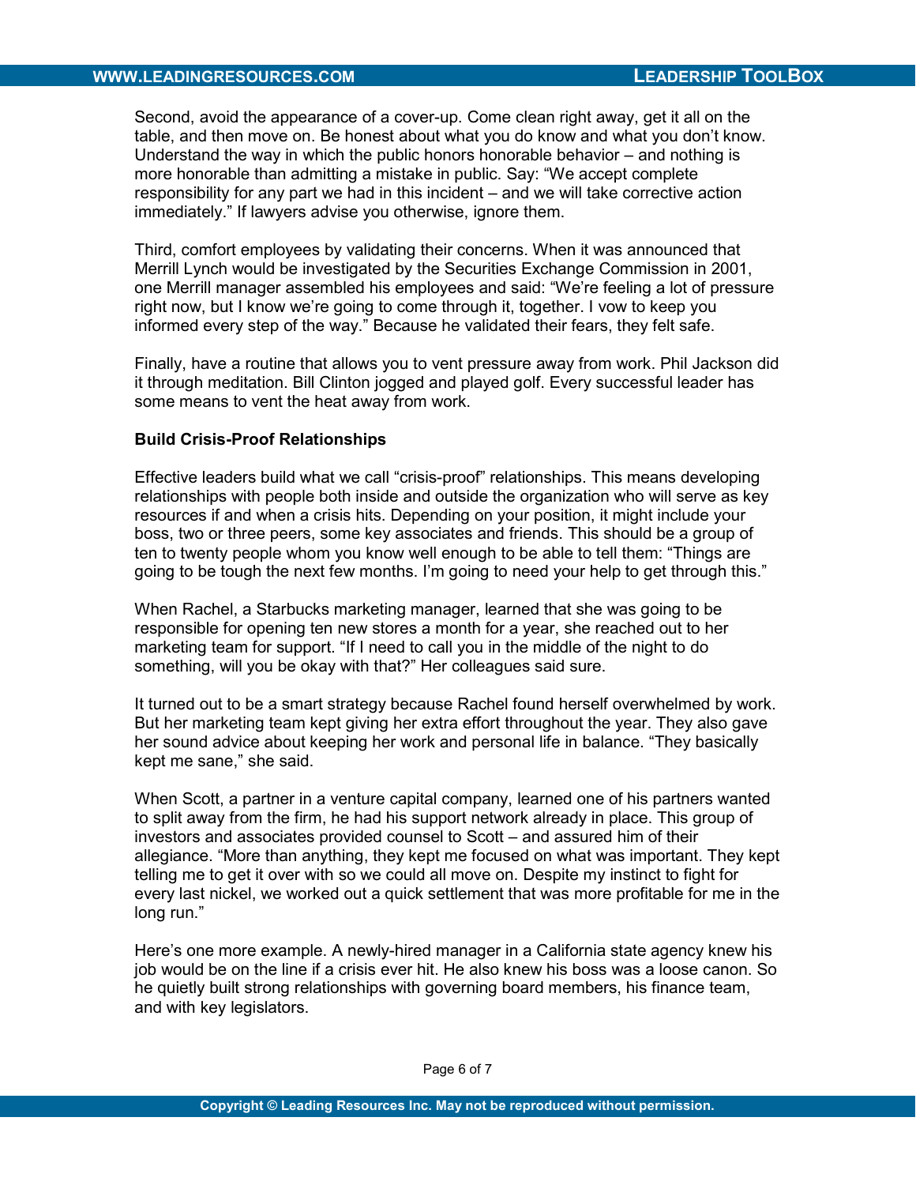Second, avoid the appearance of a cover-up. Come clean right away, get it all on the table, and then move on. Be honest about what you do know and what you don't know. Understand the way in which the public honors honorable behavior – and nothing is more honorable than admitting a mistake in public. Say: "We accept complete responsibility for any part we had in this incident – and we will take corrective action immediately." If lawyers advise you otherwise, ignore them.

Third, comfort employees by validating their concerns. When it was announced that Merrill Lynch would be investigated by the Securities Exchange Commission in 2001, one Merrill manager assembled his employees and said: "We're feeling a lot of pressure right now, but I know we're going to come through it, together. I vow to keep you informed every step of the way." Because he validated their fears, they felt safe.

Finally, have a routine that allows you to vent pressure away from work. Phil Jackson did it through meditation. Bill Clinton jogged and played golf. Every successful leader has some means to vent the heat away from work.

**Build Crisis-Proof Relationships**

Effective leaders build what we call "crisis-proof" relationships. This means developing relationships with people both inside and outside the organization who will serve as key resources if and when a crisis hits. Depending on your position, it might include your boss, two or three peers, some key associates and friends. This should be a group of ten to twenty people whom you know well enough to be able to tell them: "Things are going to be tough the next few months. I'm going to need your help to get through this."

When Rachel, a Starbucks marketing manager, learned that she was going to be responsible for opening ten new stores a month for a year, she reached out to her marketing team for support. "If I need to call you in the middle of the night to do something, will you be okay with that?" Her colleagues said sure.

It turned out to be a smart strategy because Rachel found herself overwhelmed by work. But her marketing team kept giving her extra effort throughout the year. They also gave her sound advice about keeping her work and personal life in balance. "They basically kept me sane," she said.

When Scott, a partner in a venture capital company, learned one of his partners wanted to split away from the firm, he had his support network already in place. This group of investors and associates provided counsel to Scott – and assured him of their allegiance. "More than anything, they kept me focused on what was important. They kept telling me to get it over with so we could all move on. Despite my instinct to fight for every last nickel, we worked out a quick settlement that was more profitable for me in the long run."

Here's one more example. A newly-hired manager in a California state agency knew his job would be on the line if a crisis ever hit. He also knew his boss was a loose canon. So he quietly built strong relationships with governing board members, his finance team, and with key legislators.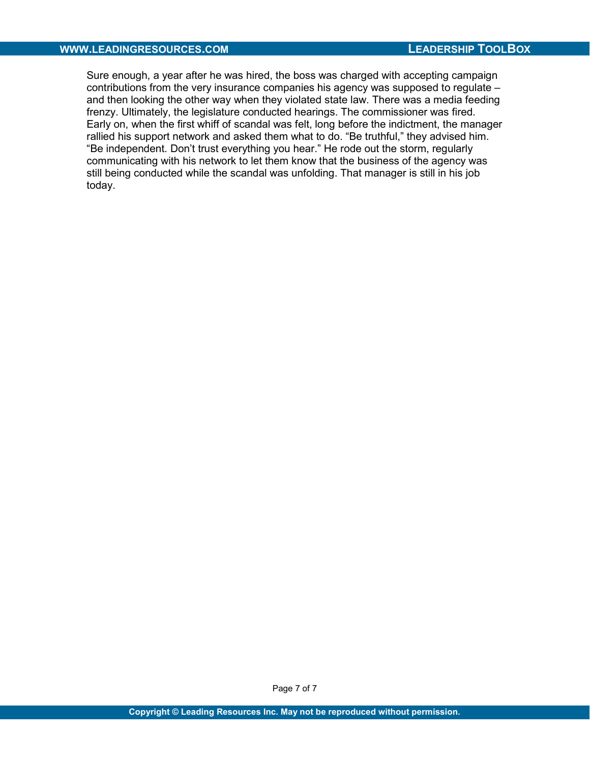Sure enough, a year after he was hired, the boss was charged with accepting campaign contributions from the very insurance companies his agency was supposed to regulate – and then looking the other way when they violated state law. There was a media feeding frenzy. Ultimately, the legislature conducted hearings. The commissioner was fired. Early on, when the first whiff of scandal was felt, long before the indictment, the manager rallied his support network and asked them what to do. "Be truthful," they advised him. "Be independent. Don't trust everything you hear." He rode out the storm, regularly communicating with his network to let them know that the business of the agency was still being conducted while the scandal was unfolding. That manager is still in his job today.